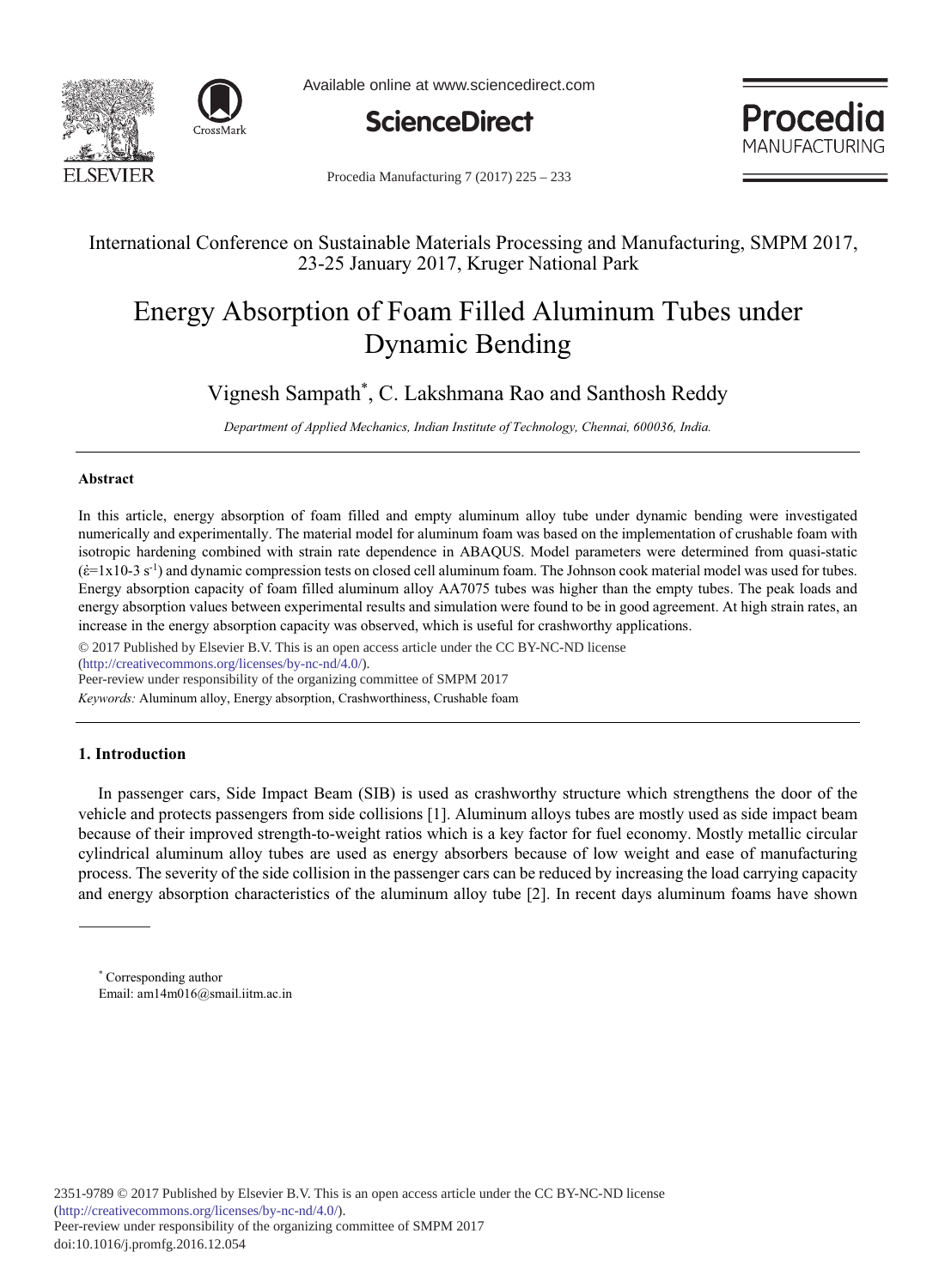International Conference on Sustainable Materials Processing and Manufacturing, SMPM 2017, 23-25 January 2017, Kruger National Park

# Energy Absorption of Foam Filled Aluminum Tubes under Dynamic Bending

Vignesh Sampath*, C. Lakshmana Rao and Santhosh Reddy

*Department of Applied Mechanics, Indian Institute of Technology, Chennai, 600036, India.*

---

### Abstract

In this article, energy absorption of foam filled and empty aluminum alloy tube under dynamic bending were investigated numerically and experimentally. The material model for aluminum foam was based on the implementation of crushable foam with isotropic hardening combined with strain rate dependence in ABAQUS. Model parameters were determined from quasi-static ($\dot{\varepsilon}$=1x10-3 $s^{-1}$) and dynamic compression tests on closed cell aluminum foam. The Johnson cook material model was used for tubes. Energy absorption capacity of foam filled aluminum alloy AA7075 tubes was higher than the empty tubes. The peak loads and energy absorption values between experimental results and simulation were found to be in good agreement. At high strain rates, an increase in the energy absorption capacity was observed, which is useful for crashworthy applications.

© 2017 Published by Elsevier B.V. This is an open access article under the CC BY-NC-ND license (http://creativecommons.org/licenses/by-nc-nd/4.0/).
Peer-review under responsibility of the organizing committee of SMPM 2017

*Keywords:* Aluminum alloy, Energy absorption, Crashworthiness, Crushable foam

---

## 1. Introduction

In passenger cars, Side Impact Beam (SIB) is used as crashworthy structure which strengthens the door of the vehicle and protects passengers from side collisions [1]. Aluminum alloys tubes are mostly used as side impact beam because of their improved strength-to-weight ratios which is a key factor for fuel economy. Mostly metallic circular cylindrical aluminum alloy tubes are used as energy absorbers because of low weight and ease of manufacturing process. The severity of the side collision in the passenger cars can be reduced by increasing the load carrying capacity and energy absorption characteristics of the aluminum alloy tube [2]. In recent days aluminum foams have shown

---

* Corresponding author
Email: am14m016@smail.iitm.ac.in

2351-9789 © 2017 Published by Elsevier B.V. This is an open access article under the CC BY-NC-ND license (http://creativecommons.org/licenses/by-nc-nd/4.0/).
Peer-review under responsibility of the organizing committee of SMPM 2017
doi:10.1016/j.promfg.2016.12.054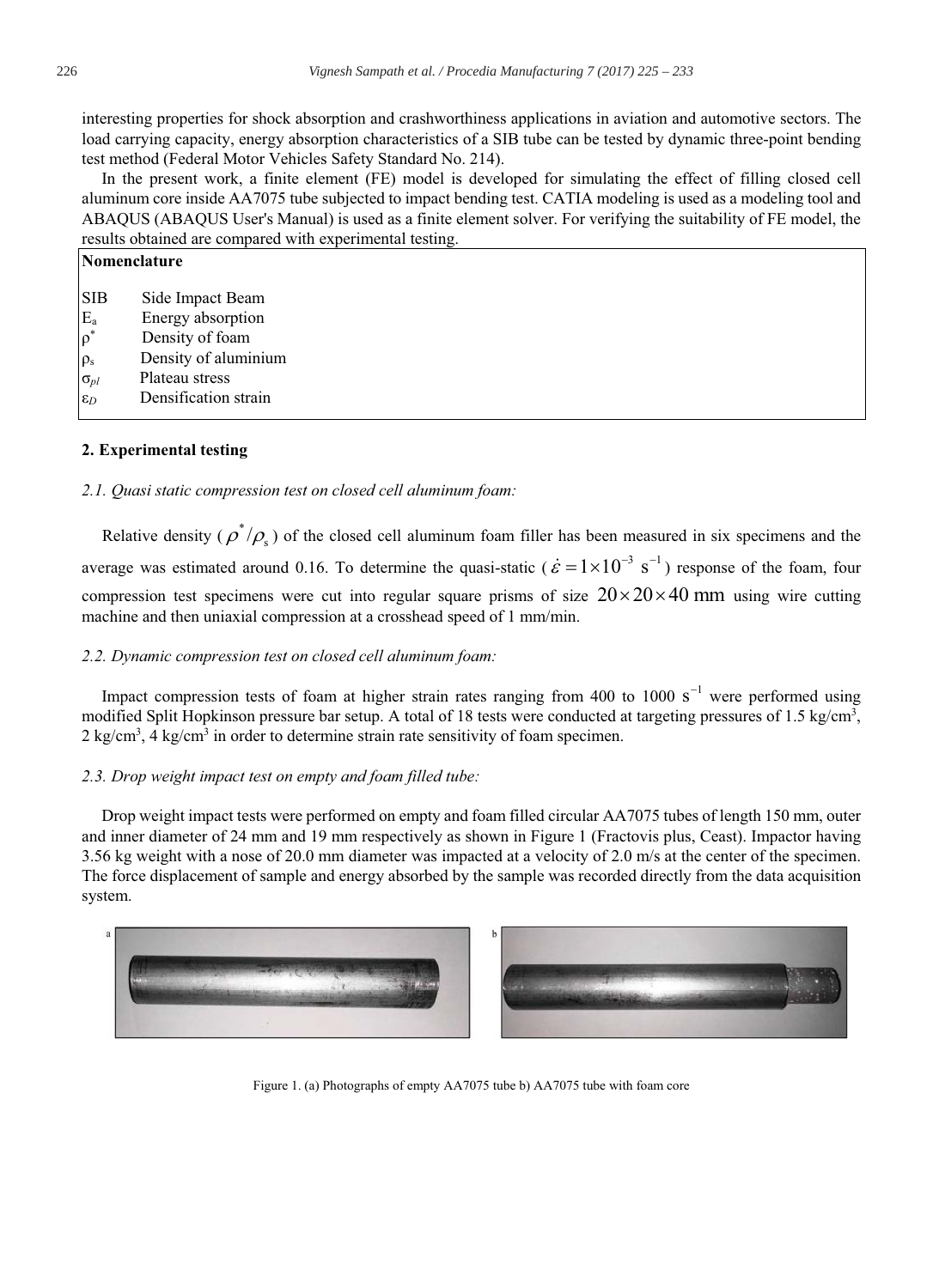interesting properties for shock absorption and crashworthiness applications in aviation and automotive sectors. The load carrying capacity, energy absorption characteristics of a SIB tube can be tested by dynamic three-point bending test method (Federal Motor Vehicles Safety Standard No. 214).

In the present work, a finite element (FE) model is developed for simulating the effect of filling closed cell aluminum core inside AA7075 tube subjected to impact bending test. CATIA modeling is used as a modeling tool and ABAQUS (ABAQUS User's Manual) is used as a finite element solver. For verifying the suitability of FE model, the results obtained are compared with experimental testing.

**Nomenclature**

| | |
|---|---|
| SIB | Side Impact Beam |
| $E_a$ | Energy absorption |
| $\rho^*$ | Density of foam |
| $\rho_s$ | Density of aluminium |
| $\sigma_{pl}$ | Plateau stress |
| $\varepsilon_D$ | Densification strain |

## 2. Experimental testing

### *2.1. Quasi static compression test on closed cell aluminum foam:*

Relative density ($\rho^*/\rho_s$) of the closed cell aluminum foam filler has been measured in six specimens and the average was estimated around 0.16. To determine the quasi-static ($\dot{\varepsilon} = 1\times10^{-3}\ \text{s}^{-1}$) response of the foam, four compression test specimens were cut into regular square prisms of size $20\times20\times40$ mm using wire cutting machine and then uniaxial compression at a crosshead speed of 1 mm/min.

### *2.2. Dynamic compression test on closed cell aluminum foam:*

Impact compression tests of foam at higher strain rates ranging from 400 to 1000 $\text{s}^{-1}$ were performed using modified Split Hopkinson pressure bar setup. A total of 18 tests were conducted at targeting pressures of 1.5 kg/cm$^3$, 2 kg/cm$^3$, 4 kg/cm$^3$ in order to determine strain rate sensitivity of foam specimen.

### *2.3. Drop weight impact test on empty and foam filled tube:*

Drop weight impact tests were performed on empty and foam filled circular AA7075 tubes of length 150 mm, outer and inner diameter of 24 mm and 19 mm respectively as shown in Figure 1 (Fractovis plus, Ceast). Impactor having 3.56 kg weight with a nose of 20.0 mm diameter was impacted at a velocity of 2.0 m/s at the center of the specimen. The force displacement of sample and energy absorbed by the sample was recorded directly from the data acquisition system.

Figure 1. (a) Photographs of empty AA7075 tube b) AA7075 tube with foam core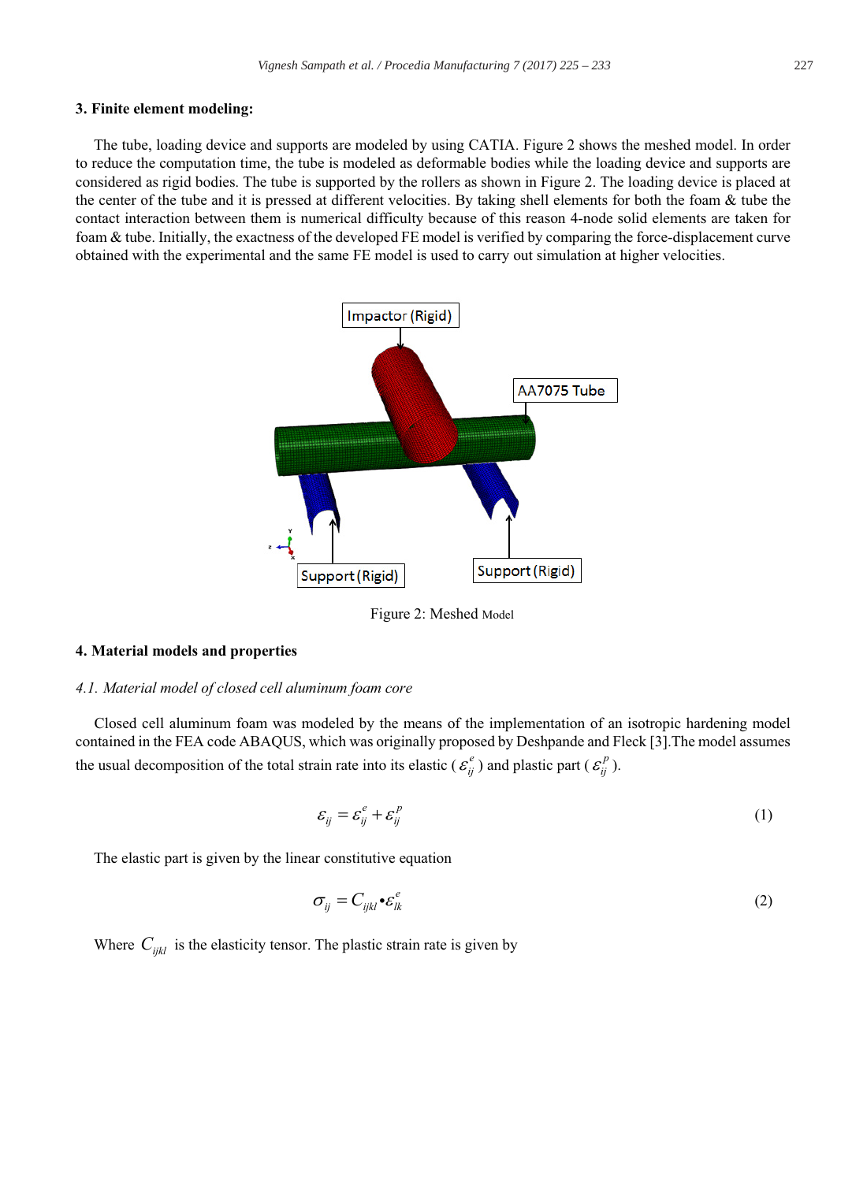## 3. Finite element modeling:

The tube, loading device and supports are modeled by using CATIA. Figure 2 shows the meshed model. In order to reduce the computation time, the tube is modeled as deformable bodies while the loading device and supports are considered as rigid bodies. The tube is supported by the rollers as shown in Figure 2. The loading device is placed at the center of the tube and it is pressed at different velocities. By taking shell elements for both the foam & tube the contact interaction between them is numerical difficulty because of this reason 4-node solid elements are taken for foam & tube. Initially, the exactness of the developed FE model is verified by comparing the force-displacement curve obtained with the experimental and the same FE model is used to carry out simulation at higher velocities.

Figure 2: Meshed Model

## 4. Material models and properties

### *4.1. Material model of closed cell aluminum foam core*

Closed cell aluminum foam was modeled by the means of the implementation of an isotropic hardening model contained in the FEA code ABAQUS, which was originally proposed by Deshpande and Fleck [3].The model assumes the usual decomposition of the total strain rate into its elastic ( $\varepsilon_{ij}^{e}$ ) and plastic part ( $\varepsilon_{ij}^{p}$ ).

$$\varepsilon_{ij} = \varepsilon_{ij}^{e} + \varepsilon_{ij}^{p} \tag{1}$$

The elastic part is given by the linear constitutive equation

$$\sigma_{ij} = C_{ijkl} \bullet \varepsilon_{lk}^{e} \tag{2}$$

Where $C_{ijkl}$ is the elasticity tensor. The plastic strain rate is given by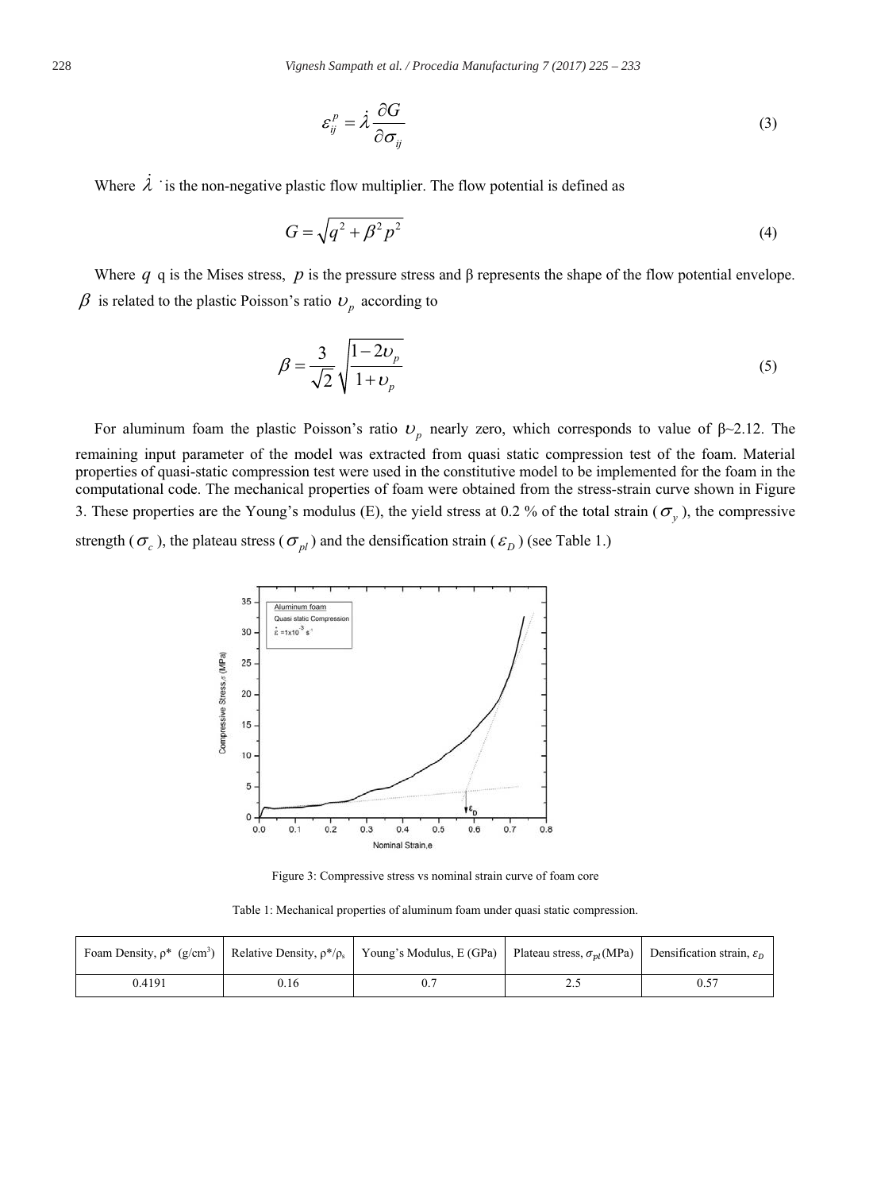$$\varepsilon_{ij}^{p} = \dot{\lambda} \frac{\partial G}{\partial \sigma_{ij}} \tag{3}$$

Where $\dot{\lambda}$ is the non-negative plastic flow multiplier. The flow potential is defined as

$$G = \sqrt{q^2 + \beta^2 p^2} \tag{4}$$

Where $q$ q is the Mises stress, $p$ is the pressure stress and β represents the shape of the flow potential envelope. $\beta$ is related to the plastic Poisson's ratio $\upsilon_p$ according to

$$\beta = \frac{3}{\sqrt{2}} \sqrt{\frac{1-2\upsilon_p}{1+\upsilon_p}} \tag{5}$$

For aluminum foam the plastic Poisson's ratio $\upsilon_p$ nearly zero, which corresponds to value of β~2.12. The remaining input parameter of the model was extracted from quasi static compression test of the foam. Material properties of quasi-static compression test were used in the constitutive model to be implemented for the foam in the computational code. The mechanical properties of foam were obtained from the stress-strain curve shown in Figure 3. These properties are the Young's modulus (E), the yield stress at 0.2 % of the total strain ($\sigma_y$), the compressive strength ($\sigma_c$), the plateau stress ($\sigma_{pl}$) and the densification strain ($\varepsilon_D$) (see Table 1.)

Figure 3: Compressive stress vs nominal strain curve of foam core

Table 1: Mechanical properties of aluminum foam under quasi static compression.

| Foam Density, ρ* (g/cm$^3$) | Relative Density, ρ*/ρ$_s$ | Young's Modulus, E (GPa) | Plateau stress, $\sigma_{pl}$(MPa) | Densification strain, $\varepsilon_D$ |
|---|---|---|---|---|
| 0.4191 | 0.16 | 0.7 | 2.5 | 0.57 |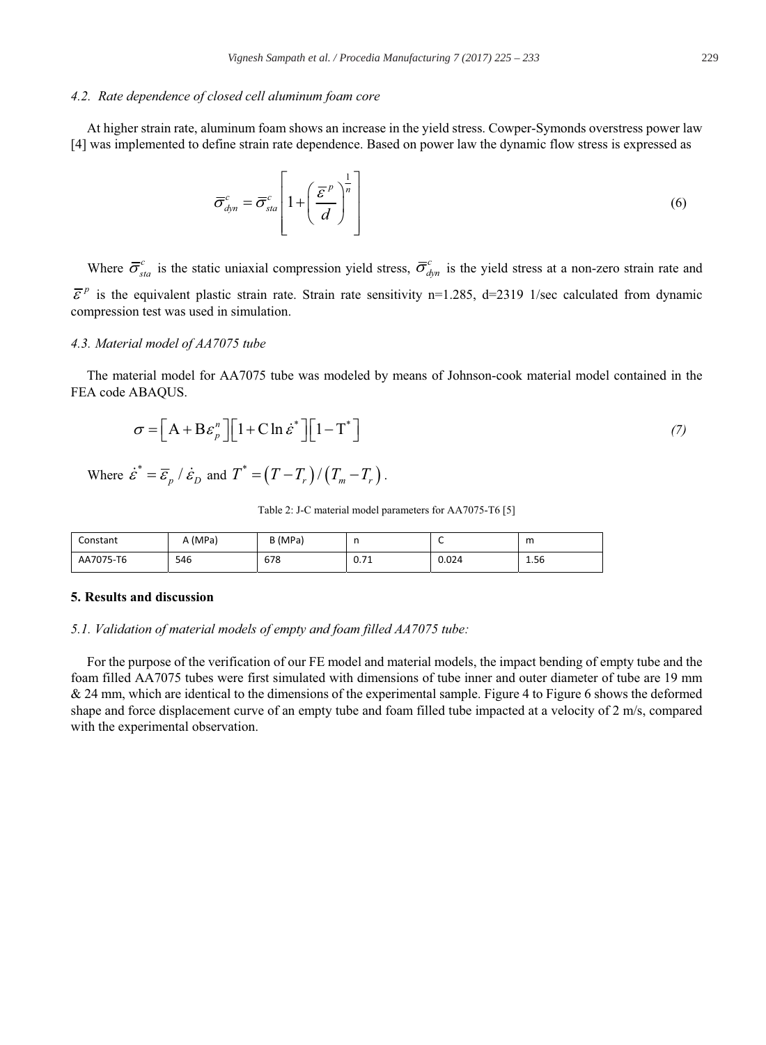### 4.2. Rate dependence of closed cell aluminum foam core

At higher strain rate, aluminum foam shows an increase in the yield stress. Cowper-Symonds overstress power law [4] was implemented to define strain rate dependence. Based on power law the dynamic flow stress is expressed as

$$\bar{\sigma}_{dyn}^{c} = \bar{\sigma}_{sta}^{c}\left[1+\left(\frac{\bar{\varepsilon}^{p}}{d}\right)^{\frac{1}{n}}\right] \tag{6}$$

Where $\bar{\sigma}_{sta}^{c}$ is the static uniaxial compression yield stress, $\bar{\sigma}_{dyn}^{c}$ is the yield stress at a non-zero strain rate and $\bar{\varepsilon}^{p}$ is the equivalent plastic strain rate. Strain rate sensitivity n=1.285, d=2319 1/sec calculated from dynamic compression test was used in simulation.

### 4.3. Material model of AA7075 tube

The material model for AA7075 tube was modeled by means of Johnson-cook material model contained in the FEA code ABAQUS.

$$\sigma = \left[\mathrm{A}+\mathrm{B}\varepsilon_{p}^{n}\right]\left[1+\mathrm{C}\ln\dot{\varepsilon}^{*}\right]\left[1-\mathrm{T}^{*}\right] \tag{7}$$

Where $\dot{\varepsilon}^{*} = \bar{\varepsilon}_{p} / \dot{\varepsilon}_{D}$ and $T^{*} = \left(T-T_{r}\right)/\left(T_{m}-T_{r}\right)$.

Table 2: J-C material model parameters for AA7075-T6 [5]

| Constant | A (MPa) | B (MPa) | n | C | m |
|---|---|---|---|---|---|
| AA7075-T6 | 546 | 678 | 0.71 | 0.024 | 1.56 |

## 5. Results and discussion

### 5.1. Validation of material models of empty and foam filled AA7075 tube:

For the purpose of the verification of our FE model and material models, the impact bending of empty tube and the foam filled AA7075 tubes were first simulated with dimensions of tube inner and outer diameter of tube are 19 mm & 24 mm, which are identical to the dimensions of the experimental sample. Figure 4 to Figure 6 shows the deformed shape and force displacement curve of an empty tube and foam filled tube impacted at a velocity of 2 m/s, compared with the experimental observation.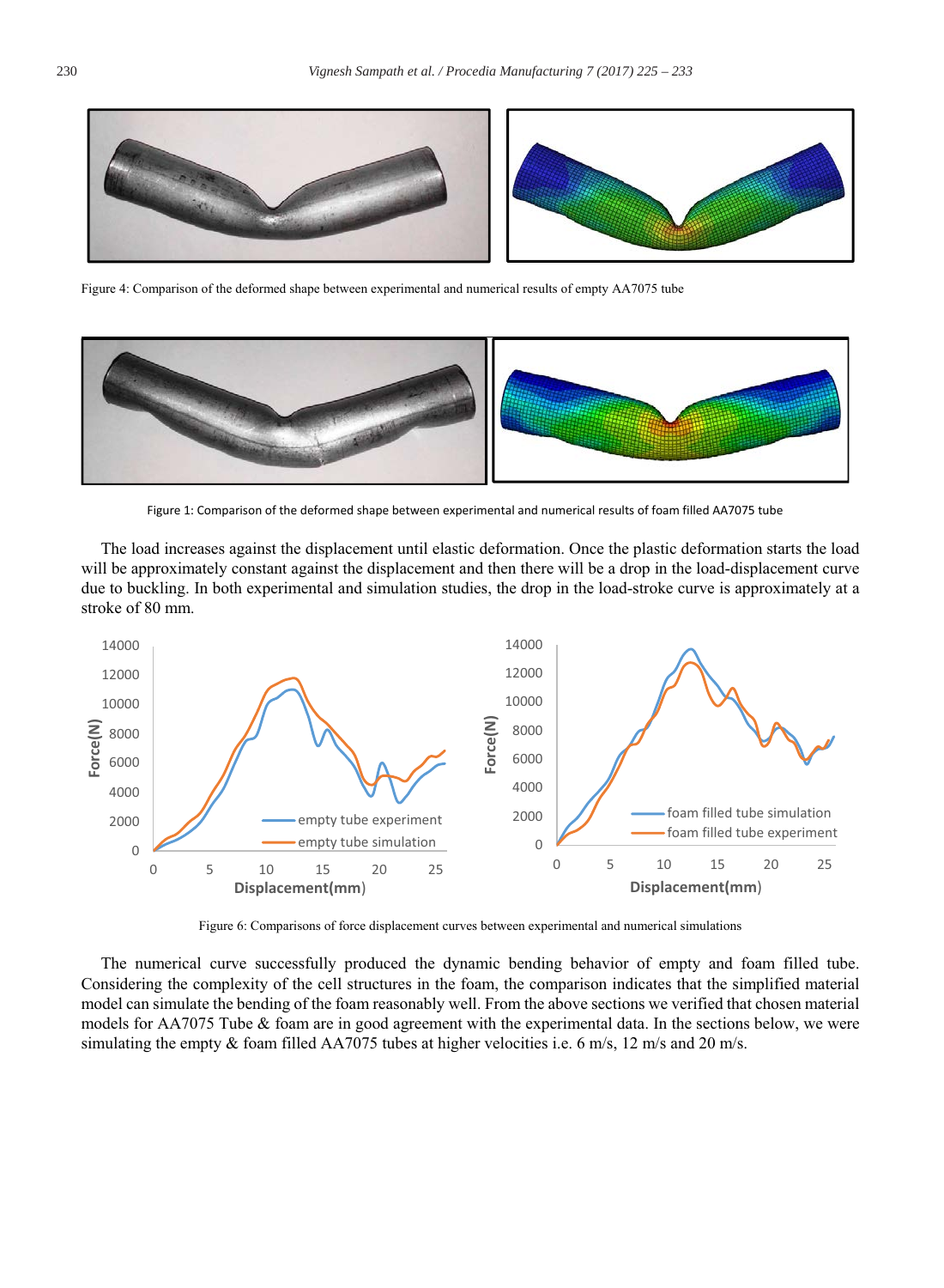Figure 4: Comparison of the deformed shape between experimental and numerical results of empty AA7075 tube

Figure 1: Comparison of the deformed shape between experimental and numerical results of foam filled AA7075 tube

The load increases against the displacement until elastic deformation. Once the plastic deformation starts the load will be approximately constant against the displacement and then there will be a drop in the load-displacement curve due to buckling. In both experimental and simulation studies, the drop in the load-stroke curve is approximately at a stroke of 80 mm.

Figure 6: Comparisons of force displacement curves between experimental and numerical simulations

The numerical curve successfully produced the dynamic bending behavior of empty and foam filled tube. Considering the complexity of the cell structures in the foam, the comparison indicates that the simplified material model can simulate the bending of the foam reasonably well. From the above sections we verified that chosen material models for AA7075 Tube & foam are in good agreement with the experimental data. In the sections below, we were simulating the empty & foam filled AA7075 tubes at higher velocities i.e. 6 m/s, 12 m/s and 20 m/s.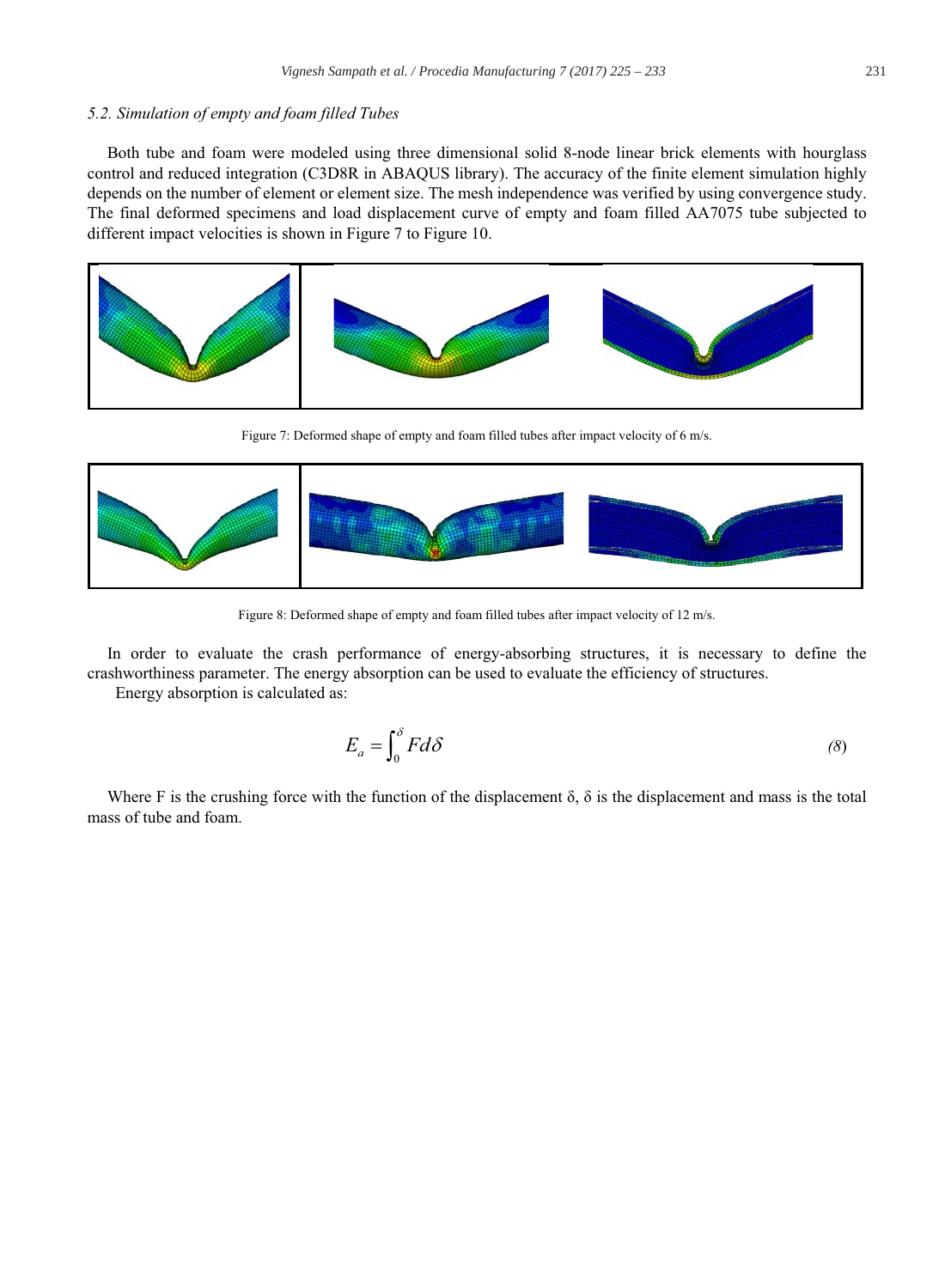### 5.2. Simulation of empty and foam filled Tubes

Both tube and foam were modeled using three dimensional solid 8-node linear brick elements with hourglass control and reduced integration (C3D8R in ABAQUS library). The accuracy of the finite element simulation highly depends on the number of element or element size. The mesh independence was verified by using convergence study. The final deformed specimens and load displacement curve of empty and foam filled AA7075 tube subjected to different impact velocities is shown in Figure 7 to Figure 10.

Figure 7: Deformed shape of empty and foam filled tubes after impact velocity of 6 m/s.

Figure 8: Deformed shape of empty and foam filled tubes after impact velocity of 12 m/s.

In order to evaluate the crash performance of energy-absorbing structures, it is necessary to define the crashworthiness parameter. The energy absorption can be used to evaluate the efficiency of structures.

Energy absorption is calculated as:

$$E_a = \int_0^{\delta} F d\delta \tag{8}$$

Where F is the crushing force with the function of the displacement $\delta$, $\delta$ is the displacement and mass is the total mass of tube and foam.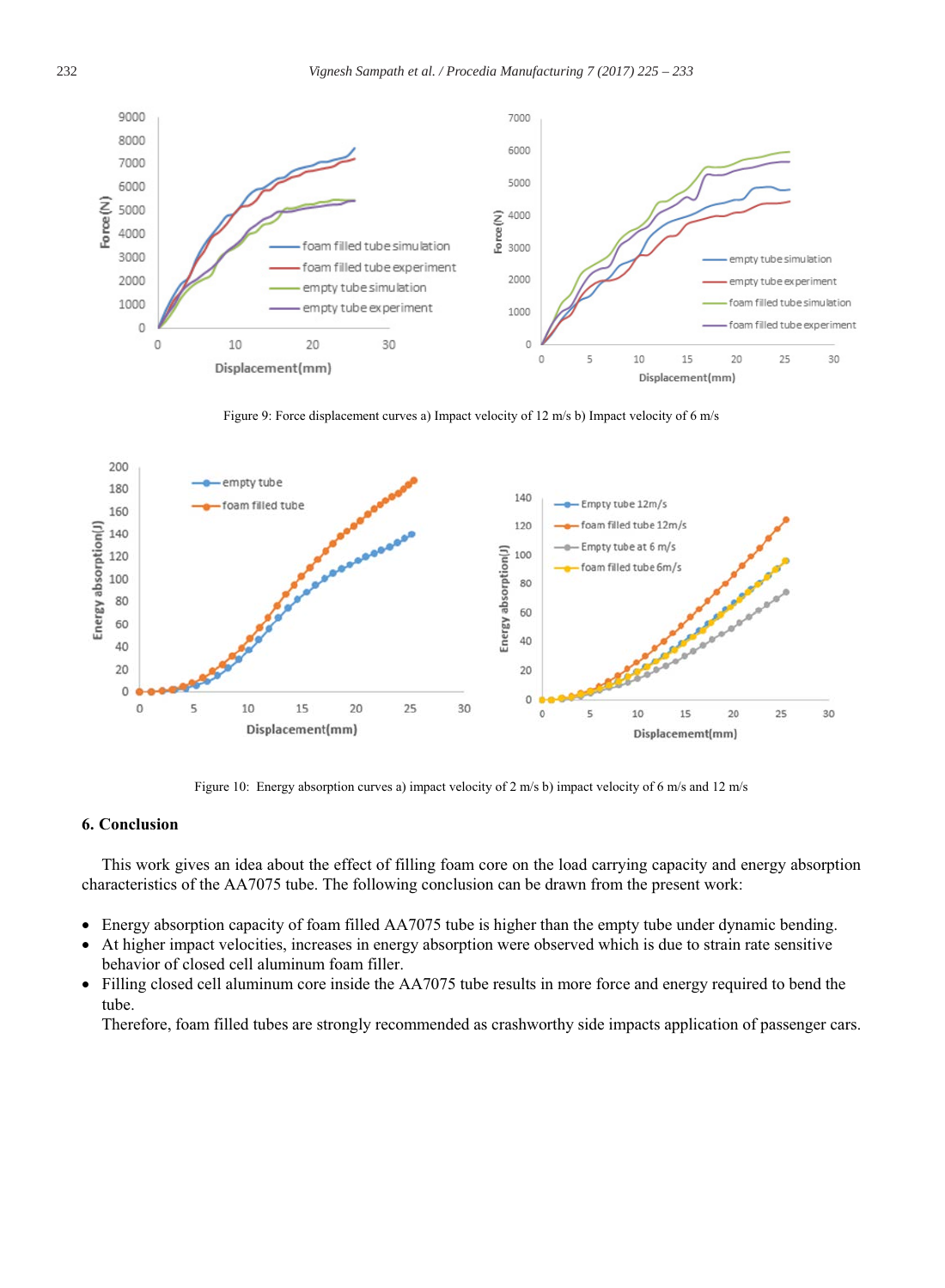Figure 9: Force displacement curves a) Impact velocity of 12 m/s b) Impact velocity of 6 m/s

Figure 10: Energy absorption curves a) impact velocity of 2 m/s b) impact velocity of 6 m/s and 12 m/s

## 6. Conclusion

This work gives an idea about the effect of filling foam core on the load carrying capacity and energy absorption characteristics of the AA7075 tube. The following conclusion can be drawn from the present work:

- Energy absorption capacity of foam filled AA7075 tube is higher than the empty tube under dynamic bending.
- At higher impact velocities, increases in energy absorption were observed which is due to strain rate sensitive behavior of closed cell aluminum foam filler.
- Filling closed cell aluminum core inside the AA7075 tube results in more force and energy required to bend the tube.

  Therefore, foam filled tubes are strongly recommended as crashworthy side impacts application of passenger cars.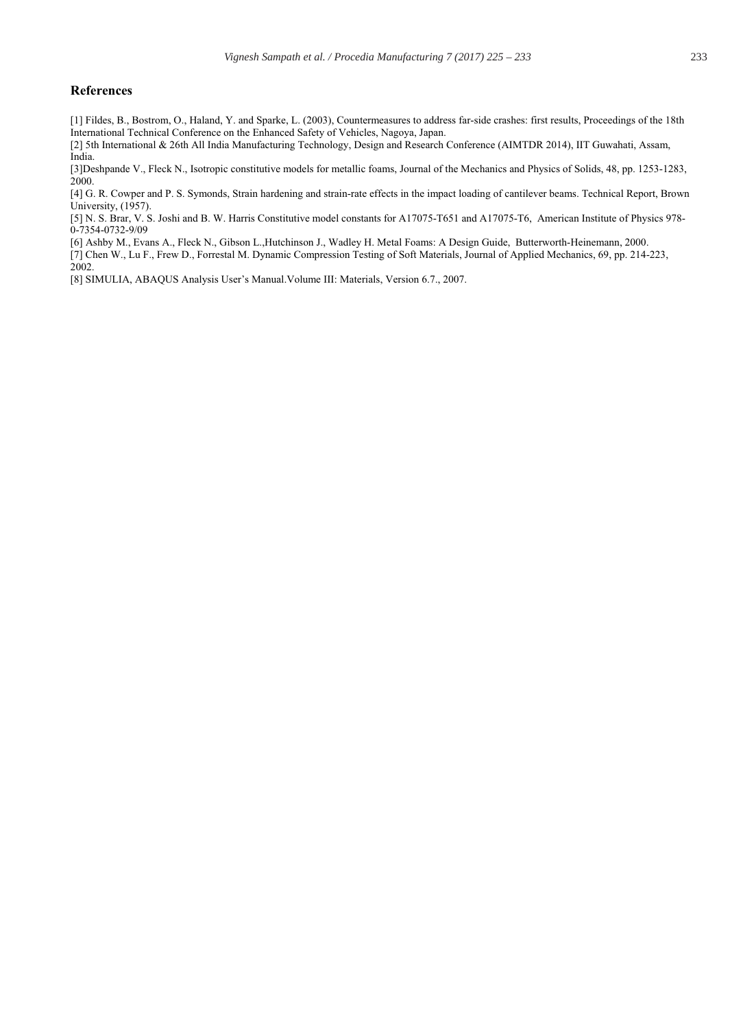## References

[1] Fildes, B., Bostrom, O., Haland, Y. and Sparke, L. (2003), Countermeasures to address far-side crashes: first results, Proceedings of the 18th International Technical Conference on the Enhanced Safety of Vehicles, Nagoya, Japan.

[2] 5th International & 26th All India Manufacturing Technology, Design and Research Conference (AIMTDR 2014), IIT Guwahati, Assam, India.

[3]Deshpande V., Fleck N., Isotropic constitutive models for metallic foams, Journal of the Mechanics and Physics of Solids, 48, pp. 1253-1283, 2000.

[4] G. R. Cowper and P. S. Symonds, Strain hardening and strain-rate effects in the impact loading of cantilever beams. Technical Report, Brown University, (1957).

[5] N. S. Brar, V. S. Joshi and B. W. Harris Constitutive model constants for A17075-T651 and A17075-T6, American Institute of Physics 978-0-7354-0732-9/09

[6] Ashby M., Evans A., Fleck N., Gibson L.,Hutchinson J., Wadley H. Metal Foams: A Design Guide, Butterworth-Heinemann, 2000.

[7] Chen W., Lu F., Frew D., Forrestal M. Dynamic Compression Testing of Soft Materials, Journal of Applied Mechanics, 69, pp. 214-223, 2002.

[8] SIMULIA, ABAQUS Analysis User's Manual.Volume III: Materials, Version 6.7., 2007.